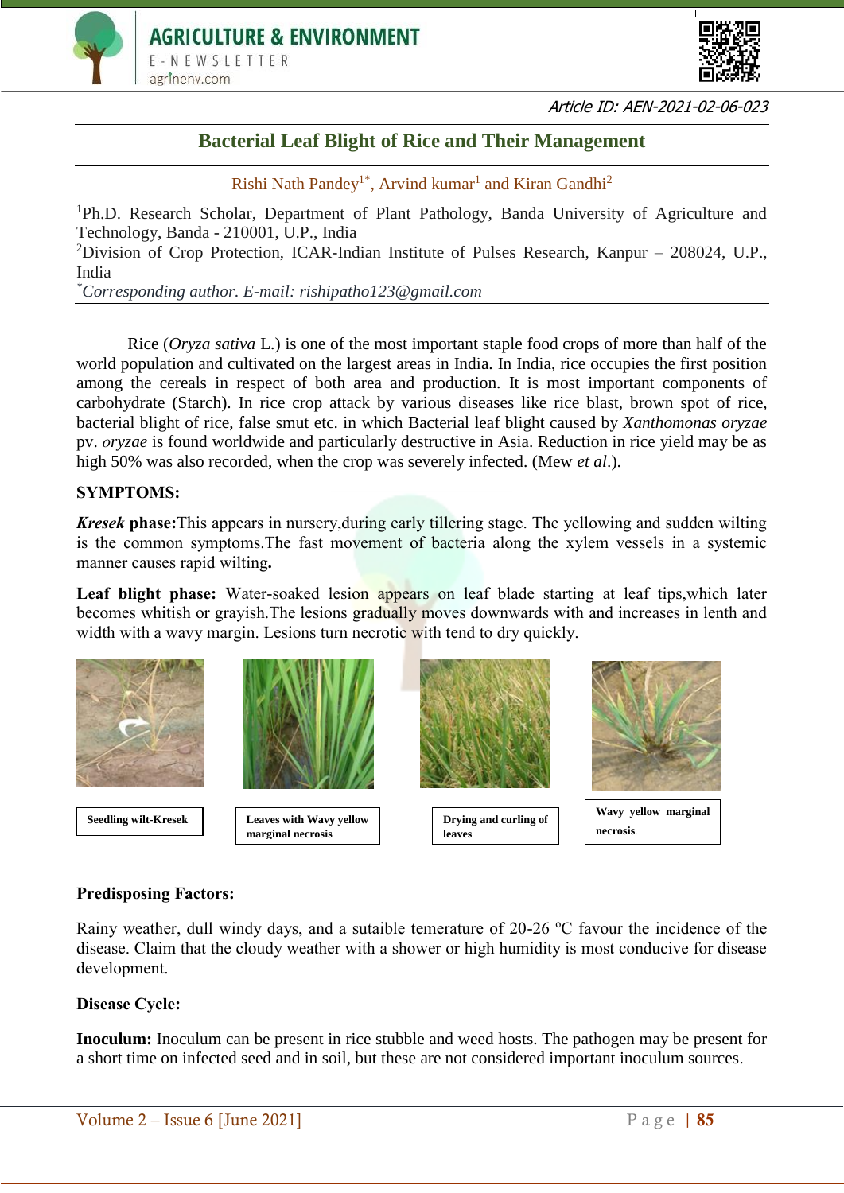Article ID: AEN-2021-02-06-023

# Bacterial Leaf Blight of Rice and Their Management

Rishi Nath Pandey[1*], Arvind kumar[1] and Kiran Gandhi[2]

[1]Ph.D. Research Scholar, Department of Plant Pathology, Banda University of Agriculture and Technology, Banda - 210001, U.P., India

[2]Division of Crop Protection, ICAR-Indian Institute of Pulses Research, Kanpur – 208024, U.P., India

[*]*Corresponding author. E-mail: rishipatho123@gmail.com*

Rice (*Oryza sativa* L.) is one of the most important staple food crops of more than half of the world population and cultivated on the largest areas in India. In India, rice occupies the first position among the cereals in respect of both area and production. It is most important components of carbohydrate (Starch). In rice crop attack by various diseases like rice blast, brown spot of rice, bacterial blight of rice, false smut etc. in which Bacterial leaf blight caused by *Xanthomonas oryzae* pv. *oryzae* is found worldwide and particularly destructive in Asia. Reduction in rice yield may be as high 50% was also recorded, when the crop was severely infected. (Mew *et al*.).

## SYMPTOMS:

***Kresek* phase:**This appears in nursery,during early tillering stage. The yellowing and sudden wilting is the common symptoms.The fast movement of bacteria along the xylem vessels in a systemic manner causes rapid wilting**.**

**Leaf blight phase:** Water-soaked lesion appears on leaf blade starting at leaf tips,which later becomes whitish or grayish.The lesions gradually moves downwards with and increases in lenth and width with a wavy margin. Lesions turn necrotic with tend to dry quickly.

**Seedling wilt-Kresek**

**Leaves with Wavy yellow marginal necrosis**

**Drying and curling of leaves**

**Wavy yellow marginal necrosis.**

### Predisposing Factors:

Rainy weather, dull windy days, and a sutaible temerature of 20-26 ºC favour the incidence of the disease. Claim that the cloudy weather with a shower or high humidity is most conducive for disease development.

### Disease Cycle:

**Inoculum:** Inoculum can be present in rice stubble and weed hosts. The pathogen may be present for a short time on infected seed and in soil, but these are not considered important inoculum sources.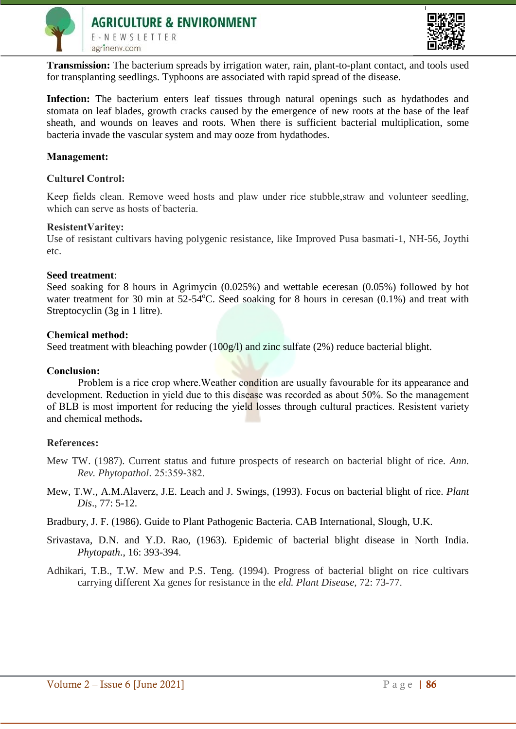**Transmission:** The bacterium spreads by irrigation water, rain, plant-to-plant contact, and tools used for transplanting seedlings. Typhoons are associated with rapid spread of the disease.

**Infection:** The bacterium enters leaf tissues through natural openings such as hydathodes and stomata on leaf blades, growth cracks caused by the emergence of new roots at the base of the leaf sheath, and wounds on leaves and roots. When there is sufficient bacterial multiplication, some bacteria invade the vascular system and may ooze from hydathodes.

**Management:**

**Culturel Control:**

Keep fields clean. Remove weed hosts and plaw under rice stubble,straw and volunteer seedling, which can serve as hosts of bacteria.

**ResistentVaritey:**
Use of resistant cultivars having polygenic resistance, like Improved Pusa basmati-1, NH-56, Joythi etc.

**Seed treatment**:
Seed soaking for 8 hours in Agrimycin (0.025%) and wettable eceresan (0.05%) followed by hot water treatment for 30 min at 52-54$^{o}$C. Seed soaking for 8 hours in ceresan (0.1%) and treat with Streptocyclin (3g in 1 litre).

**Chemical method:**
Seed treatment with bleaching powder (100g/l) and zinc sulfate (2%) reduce bacterial blight.

**Conclusion:**
Problem is a rice crop where.Weather condition are usually favourable for its appearance and development. Reduction in yield due to this disease was recorded as about 50%. So the management of BLB is most importent for reducing the yield losses through cultural practices. Resistent variety and chemical methods**.**

**References:**

Mew TW. (1987). Current status and future prospects of research on bacterial blight of rice. *Ann. Rev. Phytopathol*. 25:359-382.

Mew, T.W., A.M.Alaverz, J.E. Leach and J. Swings, (1993). Focus on bacterial blight of rice. *Plant Dis*., 77: 5-12.

Bradbury, J. F. (1986). Guide to Plant Pathogenic Bacteria. CAB International, Slough, U.K.

Srivastava, D.N. and Y.D. Rao, (1963). Epidemic of bacterial blight disease in North India. *Phytopath*., 16: 393-394.

Adhikari, T.B., T.W. Mew and P.S. Teng. (1994). Progress of bacterial blight on rice cultivars carrying different Xa genes for resistance in the *eld. Plant Disease*, 72: 73-77.